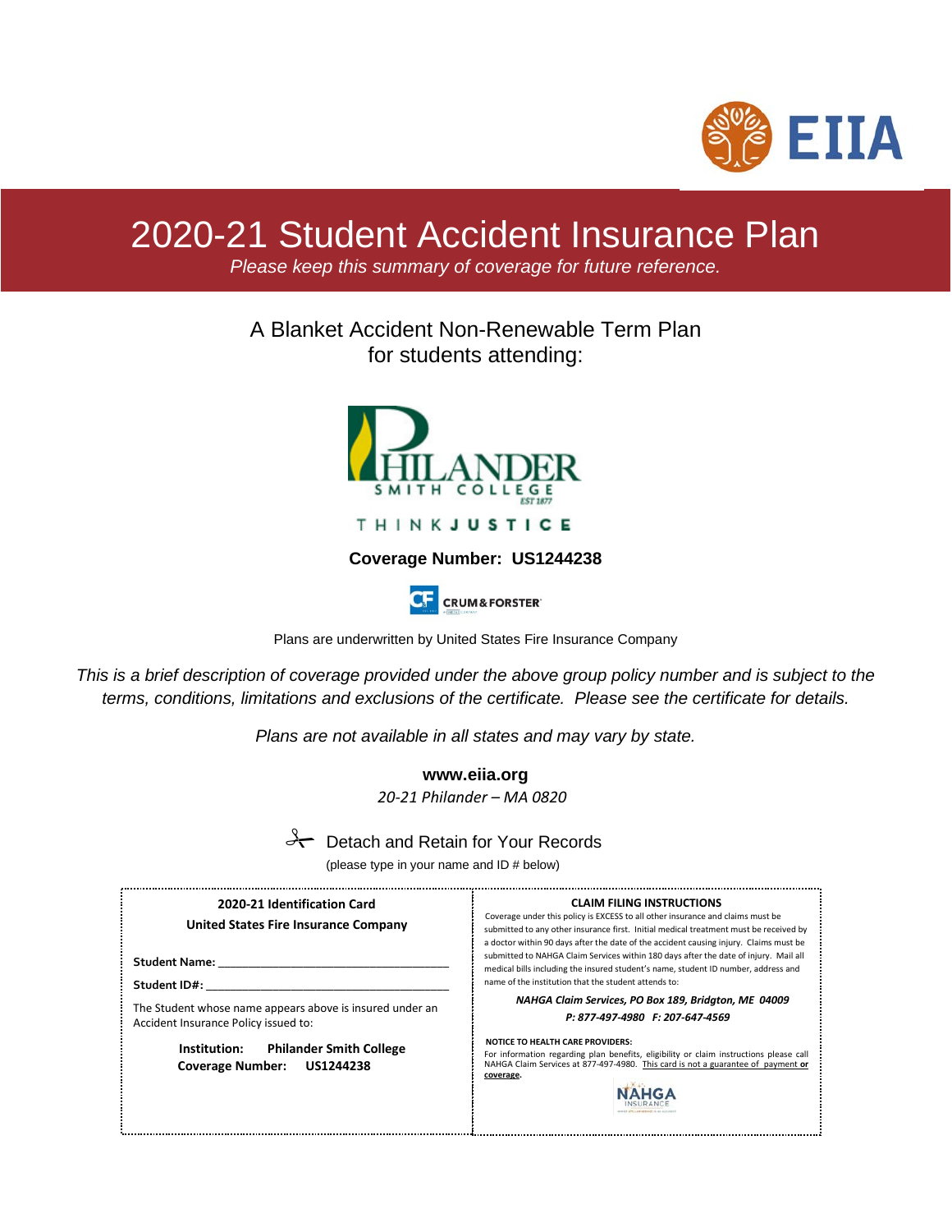EIIA

# 2020-21 Student Accident Insurance Plan

*Please keep this summary of coverage for future reference.*

A Blanket Accident Non-Renewable Term Plan
for students attending:

PHILANDER SMITH COLLEGE
EST 1877

THINK **JUSTICE**

**Coverage Number: US1244238**

CRUM & FORSTER

Plans are underwritten by United States Fire Insurance Company

*This is a brief description of coverage provided under the above group policy number and is subject to the terms, conditions, limitations and exclusions of the certificate. Please see the certificate for details.*

*Plans are not available in all states and may vary by state.*

**www.eiia.org**

*20-21 Philander – MA 0820*

✂ Detach and Retain for Your Records

(please type in your name and ID # below)

---

**2020-21 Identification Card**

**United States Fire Insurance Company**

**Student Name:** ____________________________________

**Student ID#:** ______________________________________

The Student whose name appears above is insured under an Accident Insurance Policy issued to:

**Institution:** **Philander Smith College**
**Coverage Number:** **US1244238**

---

**CLAIM FILING INSTRUCTIONS**

Coverage under this policy is EXCESS to all other insurance and claims must be submitted to any other insurance first. Initial medical treatment must be received by a doctor within 90 days after the date of the accident causing injury. Claims must be submitted to NAHGA Claim Services within 180 days after the date of injury. Mail all medical bills including the insured student's name, student ID number, address and name of the institution that the student attends to:

***NAHGA Claim Services, PO Box 189, Bridgton, ME 04009***

***P: 877-497-4980 F: 207-647-4569***

**NOTICE TO HEALTH CARE PROVIDERS:**
For information regarding plan benefits, eligibility or claim instructions please call NAHGA Claim Services at 877-497-4980. This card is not a guarantee of payment **or coverage.**

NAHGA INSURANCE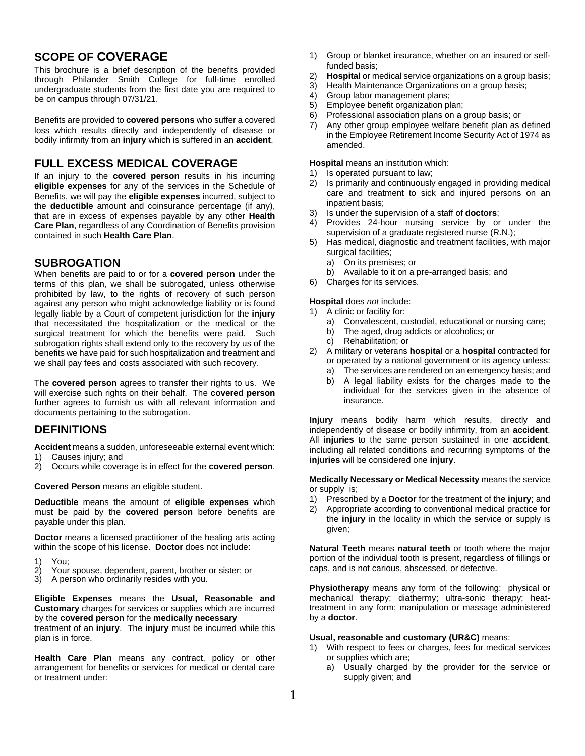## SCOPE OF COVERAGE

This brochure is a brief description of the benefits provided through Philander Smith College for full-time enrolled undergraduate students from the first date you are required to be on campus through 07/31/21.

Benefits are provided to **covered persons** who suffer a covered loss which results directly and independently of disease or bodily infirmity from an **injury** which is suffered in an **accident**.

## FULL EXCESS MEDICAL COVERAGE

If an injury to the **covered person** results in his incurring **eligible expenses** for any of the services in the Schedule of Benefits, we will pay the **eligible expenses** incurred, subject to the **deductible** amount and coinsurance percentage (if any), that are in excess of expenses payable by any other **Health Care Plan**, regardless of any Coordination of Benefits provision contained in such **Health Care Plan**.

## SUBROGATION

When benefits are paid to or for a **covered person** under the terms of this plan, we shall be subrogated, unless otherwise prohibited by law, to the rights of recovery of such person against any person who might acknowledge liability or is found legally liable by a Court of competent jurisdiction for the **injury** that necessitated the hospitalization or the medical or the surgical treatment for which the benefits were paid. Such subrogation rights shall extend only to the recovery by us of the benefits we have paid for such hospitalization and treatment and we shall pay fees and costs associated with such recovery.

The **covered person** agrees to transfer their rights to us. We will exercise such rights on their behalf. The **covered person** further agrees to furnish us with all relevant information and documents pertaining to the subrogation.

## DEFINITIONS

**Accident** means a sudden, unforeseeable external event which:
1) Causes injury; and
2) Occurs while coverage is in effect for the **covered person**.

**Covered Person** means an eligible student.

**Deductible** means the amount of **eligible expenses** which must be paid by the **covered person** before benefits are payable under this plan.

**Doctor** means a licensed practitioner of the healing arts acting within the scope of his license. **Doctor** does not include:

1) You;
2) Your spouse, dependent, parent, brother or sister; or
3) A person who ordinarily resides with you.

**Eligible Expenses** means the **Usual, Reasonable and Customary** charges for services or supplies which are incurred by the **covered person** for the **medically necessary** treatment of an **injury**. The **injury** must be incurred while this plan is in force.

**Health Care Plan** means any contract, policy or other arrangement for benefits or services for medical or dental care or treatment under:

1) Group or blanket insurance, whether on an insured or self-funded basis;
2) **Hospital** or medical service organizations on a group basis;
3) Health Maintenance Organizations on a group basis;
4) Group labor management plans;
5) Employee benefit organization plan;
6) Professional association plans on a group basis; or
7) Any other group employee welfare benefit plan as defined in the Employee Retirement Income Security Act of 1974 as amended.

**Hospital** means an institution which:
1) Is operated pursuant to law;
2) Is primarily and continuously engaged in providing medical care and treatment to sick and injured persons on an inpatient basis;
3) Is under the supervision of a staff of **doctors**;
4) Provides 24-hour nursing service by or under the supervision of a graduate registered nurse (R.N.);
5) Has medical, diagnostic and treatment facilities, with major surgical facilities;
   a) On its premises; or
   b) Available to it on a pre-arranged basis; and
6) Charges for its services.

**Hospital** does *not* include:
1) A clinic or facility for:
   a) Convalescent, custodial, educational or nursing care;
   b) The aged, drug addicts or alcoholics; or
   c) Rehabilitation; or
2) A military or veterans **hospital** or a **hospital** contracted for or operated by a national government or its agency unless:
   a) The services are rendered on an emergency basis; and
   b) A legal liability exists for the charges made to the individual for the services given in the absence of insurance.

**Injury** means bodily harm which results, directly and independently of disease or bodily infirmity, from an **accident**. All **injuries** to the same person sustained in one **accident**, including all related conditions and recurring symptoms of the **injuries** will be considered one **injury**.

**Medically Necessary or Medical Necessity** means the service or supply is;
1) Prescribed by a **Doctor** for the treatment of the **injury**; and
2) Appropriate according to conventional medical practice for the **injury** in the locality in which the service or supply is given;

**Natural Teeth** means **natural teeth** or tooth where the major portion of the individual tooth is present, regardless of fillings or caps, and is not carious, abscessed, or defective.

**Physiotherapy** means any form of the following: physical or mechanical therapy; diathermy; ultra-sonic therapy; heat-treatment in any form; manipulation or massage administered by a **doctor**.

**Usual, reasonable and customary (UR&C)** means:
1) With respect to fees or charges, fees for medical services or supplies which are;
   a) Usually charged by the provider for the service or supply given; and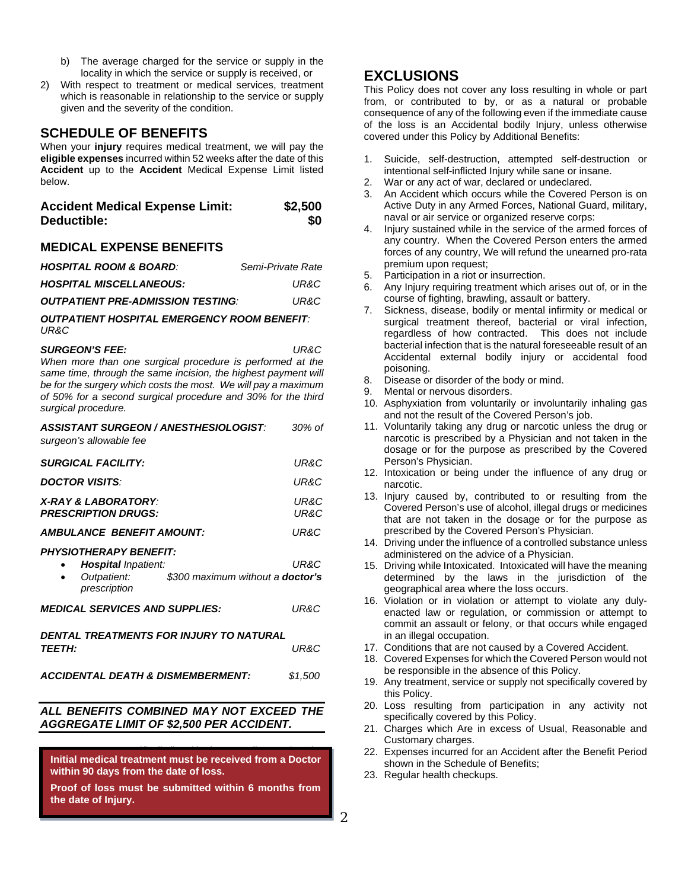b) The average charged for the service or supply in the locality in which the service or supply is received, or

2) With respect to treatment or medical services, treatment which is reasonable in relationship to the service or supply given and the severity of the condition.

## SCHEDULE OF BENEFITS

When your **injury** requires medical treatment, we will pay the **eligible expenses** incurred within 52 weeks after the date of this **Accident** up to the **Accident** Medical Expense Limit listed below.

| | |
|---|---|
| **Accident Medical Expense Limit:** | **$2,500** |
| **Deductible:** | **$0** |

### MEDICAL EXPENSE BENEFITS

***HOSPITAL ROOM & BOARD:*** *Semi-Private Rate*

***HOSPITAL MISCELLANEOUS:*** *UR&C*

***OUTPATIENT PRE-ADMISSION TESTING:*** *UR&C*

***OUTPATIENT HOSPITAL EMERGENCY ROOM BENEFIT:*** *UR&C*

***SURGEON'S FEE:*** *UR&C*
*When more than one surgical procedure is performed at the same time, through the same incision, the highest payment will be for the surgery which costs the most. We will pay a maximum of 50% for a second surgical procedure and 30% for the third surgical procedure.*

***ASSISTANT SURGEON / ANESTHESIOLOGIST:*** *30% of surgeon's allowable fee*

***SURGICAL FACILITY:*** *UR&C*

***DOCTOR VISITS:*** *UR&C*

***X-RAY & LABORATORY:*** *UR&C*

***PRESCRIPTION DRUGS:*** *UR&C*

***AMBULANCE BENEFIT AMOUNT:*** *UR&C*

***PHYSIOTHERAPY BENEFIT:***

- ***Hospital** Inpatient:* *UR&C*
- *Outpatient: $300 maximum without a **doctor's** prescription*

***MEDICAL SERVICES AND SUPPLIES:*** *UR&C*

***DENTAL TREATMENTS FOR INJURY TO NATURAL TEETH:*** *UR&C*

***ACCIDENTAL DEATH & DISMEMBERMENT:*** *$1,500*

***ALL BENEFITS COMBINED MAY NOT EXCEED THE AGGREGATE LIMIT OF $2,500 PER ACCIDENT.***

**Initial medical treatment must be received from a Doctor within 90 days from the date of loss.**

**Proof of loss must be submitted within 6 months from the date of Injury.**

## EXCLUSIONS

This Policy does not cover any loss resulting in whole or part from, or contributed to by, or as a natural or probable consequence of any of the following even if the immediate cause of the loss is an Accidental bodily Injury, unless otherwise covered under this Policy by Additional Benefits:

1. Suicide, self-destruction, attempted self-destruction or intentional self-inflicted Injury while sane or insane.
2. War or any act of war, declared or undeclared.
3. An Accident which occurs while the Covered Person is on Active Duty in any Armed Forces, National Guard, military, naval or air service or organized reserve corps:
4. Injury sustained while in the service of the armed forces of any country. When the Covered Person enters the armed forces of any country, We will refund the unearned pro-rata premium upon request;
5. Participation in a riot or insurrection.
6. Any Injury requiring treatment which arises out of, or in the course of fighting, brawling, assault or battery.
7. Sickness, disease, bodily or mental infirmity or medical or surgical treatment thereof, bacterial or viral infection, regardless of how contracted. This does not include bacterial infection that is the natural foreseeable result of an Accidental external bodily injury or accidental food poisoning.
8. Disease or disorder of the body or mind.
9. Mental or nervous disorders.
10. Asphyxiation from voluntarily or involuntarily inhaling gas and not the result of the Covered Person's job.
11. Voluntarily taking any drug or narcotic unless the drug or narcotic is prescribed by a Physician and not taken in the dosage or for the purpose as prescribed by the Covered Person's Physician.
12. Intoxication or being under the influence of any drug or narcotic.
13. Injury caused by, contributed to or resulting from the Covered Person's use of alcohol, illegal drugs or medicines that are not taken in the dosage or for the purpose as prescribed by the Covered Person's Physician.
14. Driving under the influence of a controlled substance unless administered on the advice of a Physician.
15. Driving while Intoxicated. Intoxicated will have the meaning determined by the laws in the jurisdiction of the geographical area where the loss occurs.
16. Violation or in violation or attempt to violate any duly-enacted law or regulation, or commission or attempt to commit an assault or felony, or that occurs while engaged in an illegal occupation.
17. Conditions that are not caused by a Covered Accident.
18. Covered Expenses for which the Covered Person would not be responsible in the absence of this Policy.
19. Any treatment, service or supply not specifically covered by this Policy.
20. Loss resulting from participation in any activity not specifically covered by this Policy.
21. Charges which Are in excess of Usual, Reasonable and Customary charges.
22. Expenses incurred for an Accident after the Benefit Period shown in the Schedule of Benefits;
23. Regular health checkups.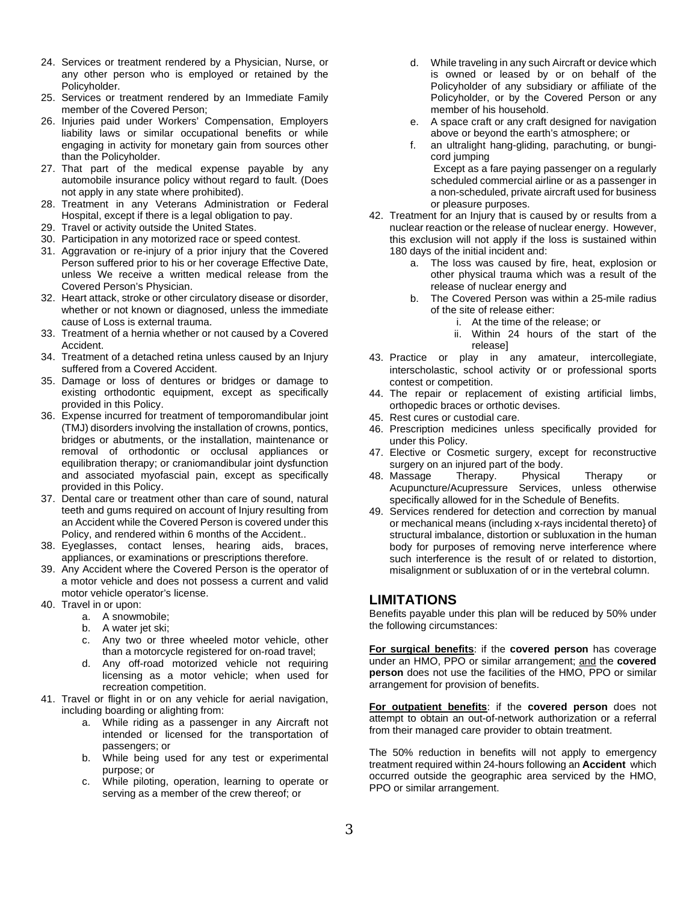24. Services or treatment rendered by a Physician, Nurse, or any other person who is employed or retained by the Policyholder.
25. Services or treatment rendered by an Immediate Family member of the Covered Person;
26. Injuries paid under Workers' Compensation, Employers liability laws or similar occupational benefits or while engaging in activity for monetary gain from sources other than the Policyholder.
27. That part of the medical expense payable by any automobile insurance policy without regard to fault. (Does not apply in any state where prohibited).
28. Treatment in any Veterans Administration or Federal Hospital, except if there is a legal obligation to pay.
29. Travel or activity outside the United States.
30. Participation in any motorized race or speed contest.
31. Aggravation or re-injury of a prior injury that the Covered Person suffered prior to his or her coverage Effective Date, unless We receive a written medical release from the Covered Person's Physician.
32. Heart attack, stroke or other circulatory disease or disorder, whether or not known or diagnosed, unless the immediate cause of Loss is external trauma.
33. Treatment of a hernia whether or not caused by a Covered Accident.
34. Treatment of a detached retina unless caused by an Injury suffered from a Covered Accident.
35. Damage or loss of dentures or bridges or damage to existing orthodontic equipment, except as specifically provided in this Policy.
36. Expense incurred for treatment of temporomandibular joint (TMJ) disorders involving the installation of crowns, pontics, bridges or abutments, or the installation, maintenance or removal of orthodontic or occlusal appliances or equilibration therapy; or craniomandibular joint dysfunction and associated myofascial pain, except as specifically provided in this Policy.
37. Dental care or treatment other than care of sound, natural teeth and gums required on account of Injury resulting from an Accident while the Covered Person is covered under this Policy, and rendered within 6 months of the Accident..
38. Eyeglasses, contact lenses, hearing aids, braces, appliances, or examinations or prescriptions therefore.
39. Any Accident where the Covered Person is the operator of a motor vehicle and does not possess a current and valid motor vehicle operator's license.
40. Travel in or upon:
    a. A snowmobile;
    b. A water jet ski;
    c. Any two or three wheeled motor vehicle, other than a motorcycle registered for on-road travel;
    d. Any off-road motorized vehicle not requiring licensing as a motor vehicle; when used for recreation competition.
41. Travel or flight in or on any vehicle for aerial navigation, including boarding or alighting from:
    a. While riding as a passenger in any Aircraft not intended or licensed for the transportation of passengers; or
    b. While being used for any test or experimental purpose; or
    c. While piloting, operation, learning to operate or serving as a member of the crew thereof; or
    d. While traveling in any such Aircraft or device which is owned or leased by or on behalf of the Policyholder of any subsidiary or affiliate of the Policyholder, or by the Covered Person or any member of his household.
    e. A space craft or any craft designed for navigation above or beyond the earth's atmosphere; or
    f. an ultralight hang-gliding, parachuting, or bungi-cord jumping

    Except as a fare paying passenger on a regularly scheduled commercial airline or as a passenger in a non-scheduled, private aircraft used for business or pleasure purposes.
42. Treatment for an Injury that is caused by or results from a nuclear reaction or the release of nuclear energy. However, this exclusion will not apply if the loss is sustained within 180 days of the initial incident and:
    a. The loss was caused by fire, heat, explosion or other physical trauma which was a result of the release of nuclear energy and
    b. The Covered Person was within a 25-mile radius of the site of release either:
        i. At the time of the release; or
        ii. Within 24 hours of the start of the release]
43. Practice or play in any amateur, intercollegiate, interscholastic, school activity or or professional sports contest or competition.
44. The repair or replacement of existing artificial limbs, orthopedic braces or orthotic devises.
45. Rest cures or custodial care.
46. Prescription medicines unless specifically provided for under this Policy.
47. Elective or Cosmetic surgery, except for reconstructive surgery on an injured part of the body.
48. Massage Therapy. Physical Therapy or Acupuncture/Acupressure Services, unless otherwise specifically allowed for in the Schedule of Benefits.
49. Services rendered for detection and correction by manual or mechanical means (including x-rays incidental thereto} of structural imbalance, distortion or subluxation in the human body for purposes of removing nerve interference where such interference is the result of or related to distortion, misalignment or subluxation of of or in the vertebral column.

## LIMITATIONS

Benefits payable under this plan will be reduced by 50% under the following circumstances:

**For surgical benefits**: if the **covered person** has coverage under an HMO, PPO or similar arrangement; and the **covered person** does not use the facilities of the HMO, PPO or similar arrangement for provision of benefits.

**For outpatient benefits**: if the **covered person** does not attempt to obtain an out-of-network authorization or a referral from their managed care provider to obtain treatment.

The 50% reduction in benefits will not apply to emergency treatment required within 24-hours following an **Accident** which occurred outside the geographic area serviced by the HMO, PPO or similar arrangement.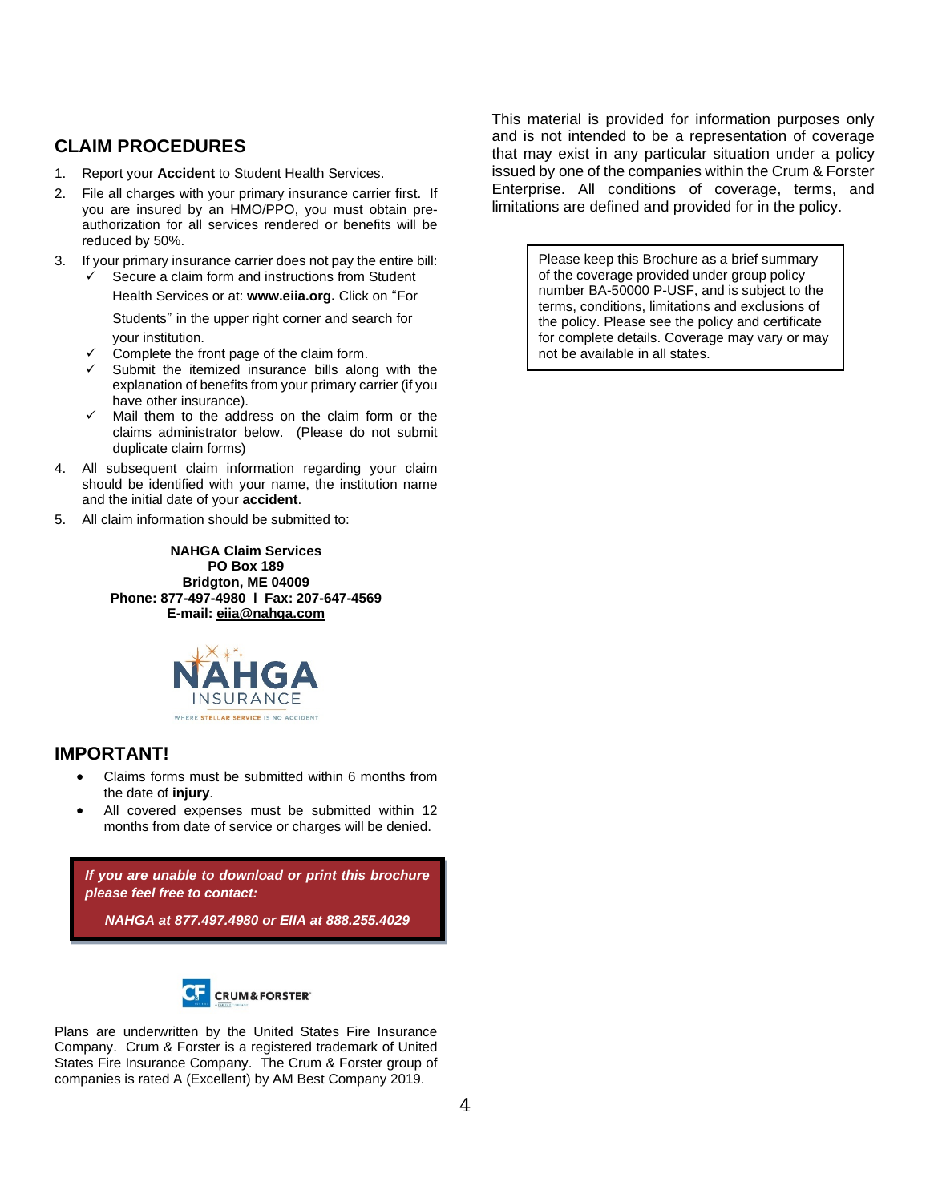## CLAIM PROCEDURES

1. Report your **Accident** to Student Health Services.
2. File all charges with your primary insurance carrier first. If you are insured by an HMO/PPO, you must obtain pre-authorization for all services rendered or benefits will be reduced by 50%.
3. If your primary insurance carrier does not pay the entire bill:
   - ✓ Secure a claim form and instructions from Student Health Services or at: **www.eiia.org.** Click on "For Students" in the upper right corner and search for your institution.
   - ✓ Complete the front page of the claim form.
   - ✓ Submit the itemized insurance bills along with the explanation of benefits from your primary carrier (if you have other insurance).
   - ✓ Mail them to the address on the claim form or the claims administrator below. (Please do not submit duplicate claim forms)
4. All subsequent claim information regarding your claim should be identified with your name, the institution name and the initial date of your **accident**.
5. All claim information should be submitted to:

**NAHGA Claim Services**
**PO Box 189**
**Bridgton, ME 04009**
**Phone: 877-497-4980 I Fax: 207-647-4569**
**E-mail: eiia@nahga.com**

NAHGA INSURANCE
WHERE STELLAR SERVICE IS NO ACCIDENT

## IMPORTANT!

- Claims forms must be submitted within 6 months from the date of **injury**.
- All covered expenses must be submitted within 12 months from date of service or charges will be denied.

***If you are unable to download or print this brochure please feel free to contact:***

***NAHGA at 877.497.4980 or EIIA at 888.255.4029***

CRUM & FORSTER

Plans are underwritten by the United States Fire Insurance Company. Crum & Forster is a registered trademark of United States Fire Insurance Company. The Crum & Forster group of companies is rated A (Excellent) by AM Best Company 2019.

This material is provided for information purposes only and is not intended to be a representation of coverage that may exist in any particular situation under a policy issued by one of the companies within the Crum & Forster Enterprise. All conditions of coverage, terms, and limitations are defined and provided for in the policy.

Please keep this Brochure as a brief summary of the coverage provided under group policy number BA-50000 P-USF, and is subject to the terms, conditions, limitations and exclusions of the policy. Please see the policy and certificate for complete details. Coverage may vary or may not be available in all states.